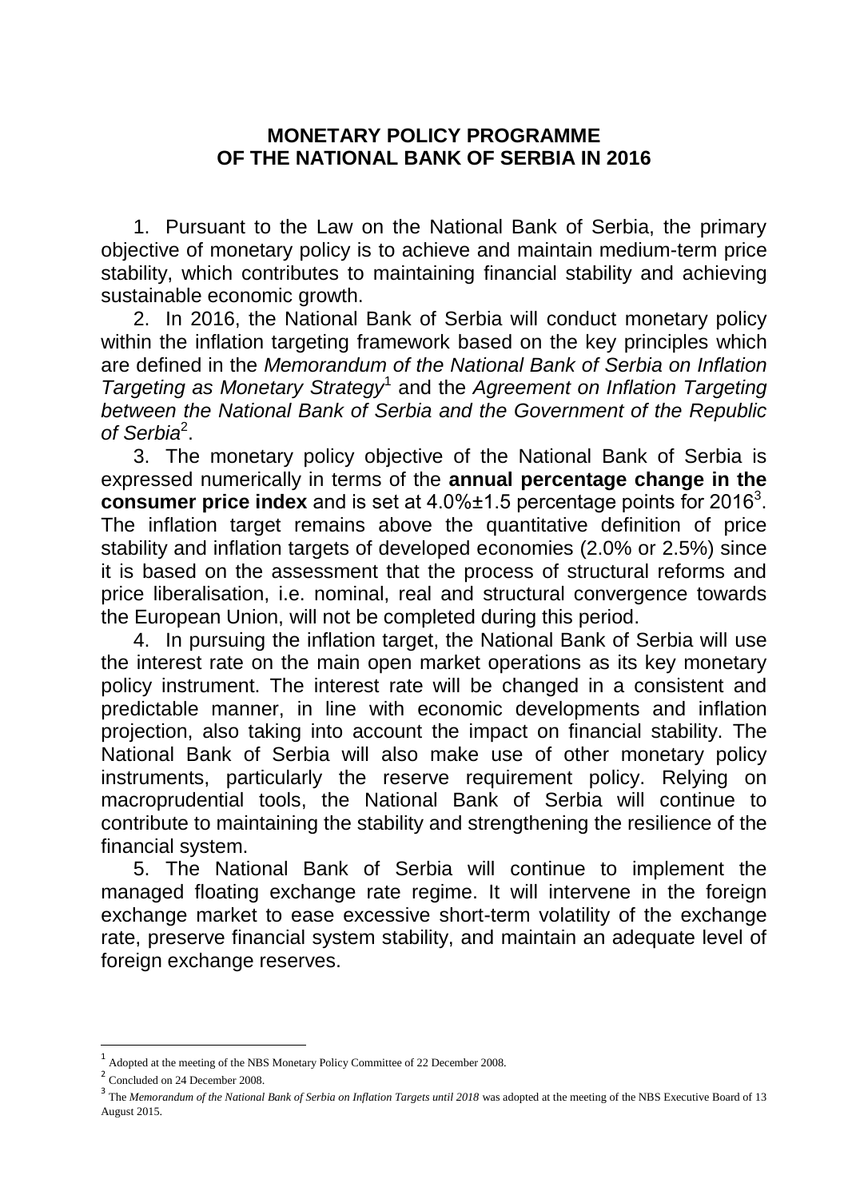# MONETARY POLICY PROGRAMME OF THE NATIONAL BANK OF SERBIA IN 2016

1. Pursuant to the Law on the National Bank of Serbia, the primary objective of monetary policy is to achieve and maintain medium-term price stability, which contributes to maintaining financial stability and achieving sustainable economic growth.

2. In 2016, the National Bank of Serbia will conduct monetary policy within the inflation targeting framework based on the key principles which are defined in the *Memorandum of the National Bank of Serbia on Inflation Targeting as Monetary Strategy*[1] and the *Agreement on Inflation Targeting between the National Bank of Serbia and the Government of the Republic of Serbia*[2].

3. The monetary policy objective of the National Bank of Serbia is expressed numerically in terms of the **annual percentage change in the consumer price index** and is set at 4.0%±1.5 percentage points for 2016[3]. The inflation target remains above the quantitative definition of price stability and inflation targets of developed economies (2.0% or 2.5%) since it is based on the assessment that the process of structural reforms and price liberalisation, i.e. nominal, real and structural convergence towards the European Union, will not be completed during this period.

4. In pursuing the inflation target, the National Bank of Serbia will use the interest rate on the main open market operations as its key monetary policy instrument. The interest rate will be changed in a consistent and predictable manner, in line with economic developments and inflation projection, also taking into account the impact on financial stability. The National Bank of Serbia will also make use of other monetary policy instruments, particularly the reserve requirement policy. Relying on macroprudential tools, the National Bank of Serbia will continue to contribute to maintaining the stability and strengthening the resilience of the financial system.

5. The National Bank of Serbia will continue to implement the managed floating exchange rate regime. It will intervene in the foreign exchange market to ease excessive short-term volatility of the exchange rate, preserve financial system stability, and maintain an adequate level of foreign exchange reserves.

---

[1] Adopted at the meeting of the NBS Monetary Policy Committee of 22 December 2008.

[2] Concluded on 24 December 2008.

[3] The *Memorandum of the National Bank of Serbia on Inflation Targets until 2018* was adopted at the meeting of the NBS Executive Board of 13 August 2015.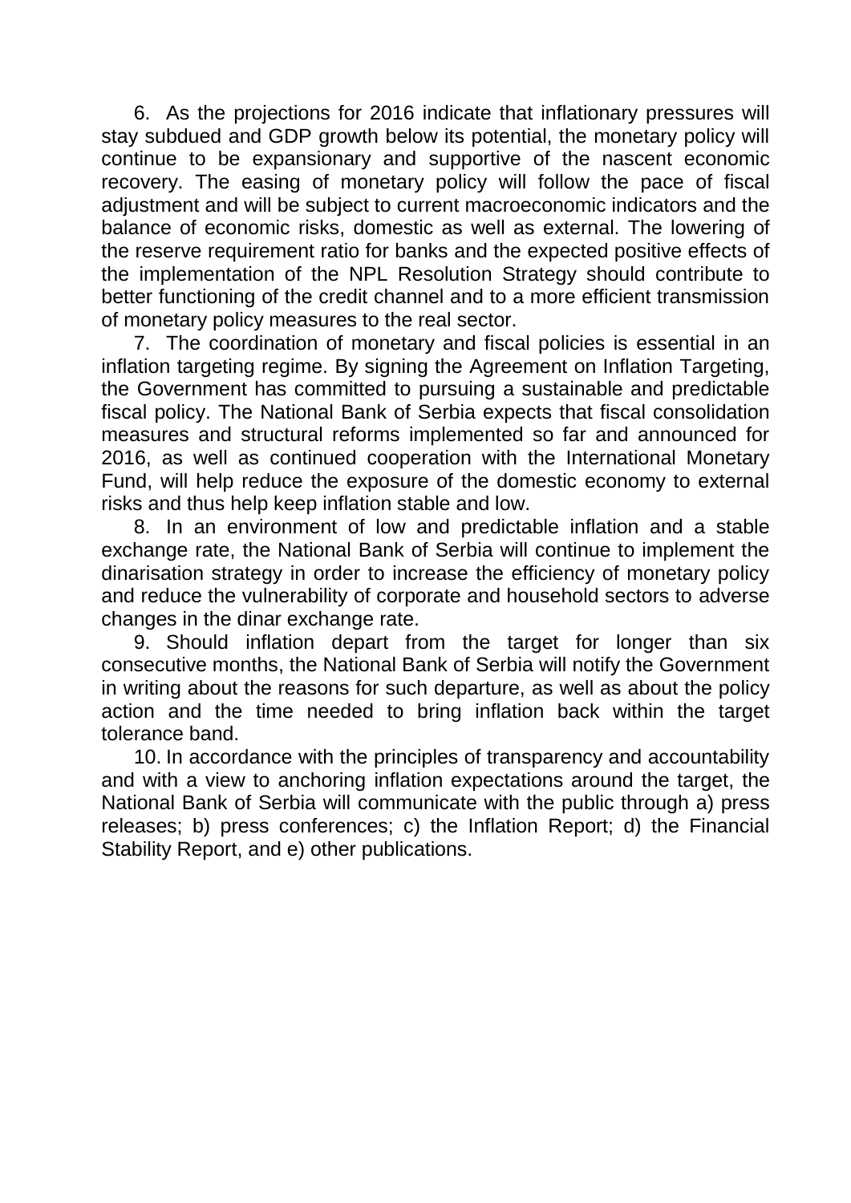6. As the projections for 2016 indicate that inflationary pressures will stay subdued and GDP growth below its potential, the monetary policy will continue to be expansionary and supportive of the nascent economic recovery. The easing of monetary policy will follow the pace of fiscal adjustment and will be subject to current macroeconomic indicators and the balance of economic risks, domestic as well as external. The lowering of the reserve requirement ratio for banks and the expected positive effects of the implementation of the NPL Resolution Strategy should contribute to better functioning of the credit channel and to a more efficient transmission of monetary policy measures to the real sector.

7. The coordination of monetary and fiscal policies is essential in an inflation targeting regime. By signing the Agreement on Inflation Targeting, the Government has committed to pursuing a sustainable and predictable fiscal policy. The National Bank of Serbia expects that fiscal consolidation measures and structural reforms implemented so far and announced for 2016, as well as continued cooperation with the International Monetary Fund, will help reduce the exposure of the domestic economy to external risks and thus help keep inflation stable and low.

8. In an environment of low and predictable inflation and a stable exchange rate, the National Bank of Serbia will continue to implement the dinarisation strategy in order to increase the efficiency of monetary policy and reduce the vulnerability of corporate and household sectors to adverse changes in the dinar exchange rate.

9. Should inflation depart from the target for longer than six consecutive months, the National Bank of Serbia will notify the Government in writing about the reasons for such departure, as well as about the policy action and the time needed to bring inflation back within the target tolerance band.

10. In accordance with the principles of transparency and accountability and with a view to anchoring inflation expectations around the target, the National Bank of Serbia will communicate with the public through a) press releases; b) press conferences; c) the Inflation Report; d) the Financial Stability Report, and e) other publications.